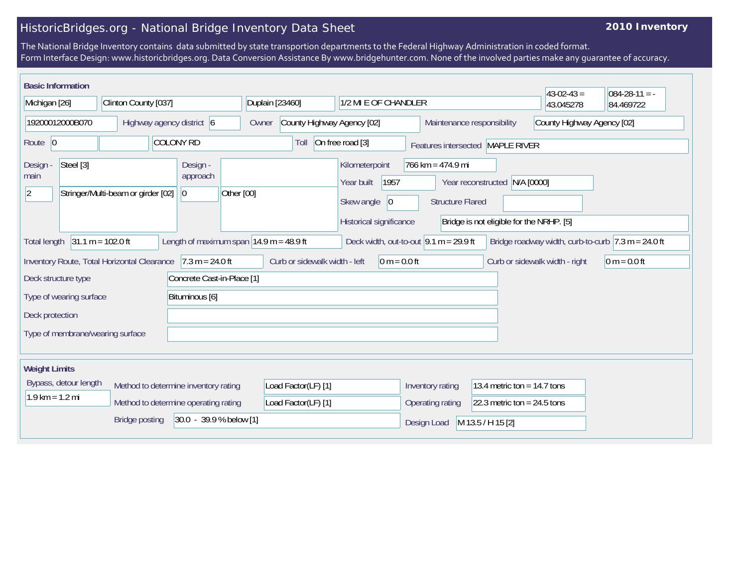# HistoricBridges.org - National Bridge Inventory Data Sheet

**2010 Inventory**

The National Bridge Inventory contains data submitted by state transportion departments to the Federal Highway Administration in coded format.
Form Interface Design: www.historicbridges.org. Data Conversion Assistance By www.bridgehunter.com. None of the involved parties make any guarantee of accuracy.

## Basic Information

| | |
|---|---|
| State | Michigan [26] |
| County | Clinton County [037] |
| Place | Duplain [23460] |
| Location | 1/2 MI E OF CHANDLER |
| Latitude | 43-02-43 = 43.045278 |
| Longitude | 084-28-11 = -84.469722 |
| Structure Number | 19200012000B070 |
| Highway agency district | 6 |
| Owner | County Highway Agency [02] |
| Maintenance responsibility | County Highway Agency [02] |
| Route | 0 |
| Facility carried | COLONY RD |
| Toll | On free road [3] |
| Features intersected | MAPLE RIVER |
| Design - main | Steel [3] |
| | 2 |
| | Stringer/Multi-beam or girder [02] |
| Design - approach | |
| | 0 |
| | Other [00] |
| Kilometerpoint | 766 km = 474.9 mi |
| Year built | 1957 |
| Year reconstructed | N/A [0000] |
| Skew angle | 0 |
| Structure Flared | |
| Historical significance | Bridge is not eligible for the NRHP. [5] |
| Total length | 31.1 m = 102.0 ft |
| Length of maximum span | 14.9 m = 48.9 ft |
| Deck width, out-to-out | 9.1 m = 29.9 ft |
| Bridge roadway width, curb-to-curb | 7.3 m = 24.0 ft |
| Inventory Route, Total Horizontal Clearance | 7.3 m = 24.0 ft |
| Curb or sidewalk width - left | 0 m = 0.0 ft |
| Curb or sidewalk width - right | 0 m = 0.0 ft |
| Deck structure type | Concrete Cast-in-Place [1] |
| Type of wearing surface | Bituminous [6] |
| Deck protection | |
| Type of membrane/wearing surface | |

## Weight Limits

| | |
|---|---|
| Bypass, detour length | 1.9 km = 1.2 mi |
| Method to determine inventory rating | Load Factor(LF) [1] |
| Method to determine operating rating | Load Factor(LF) [1] |
| Bridge posting | 30.0 - 39.9 % below [1] |
| Inventory rating | 13.4 metric ton = 14.7 tons |
| Operating rating | 22.3 metric ton = 24.5 tons |
| Design Load | M 13.5 / H 15 [2] |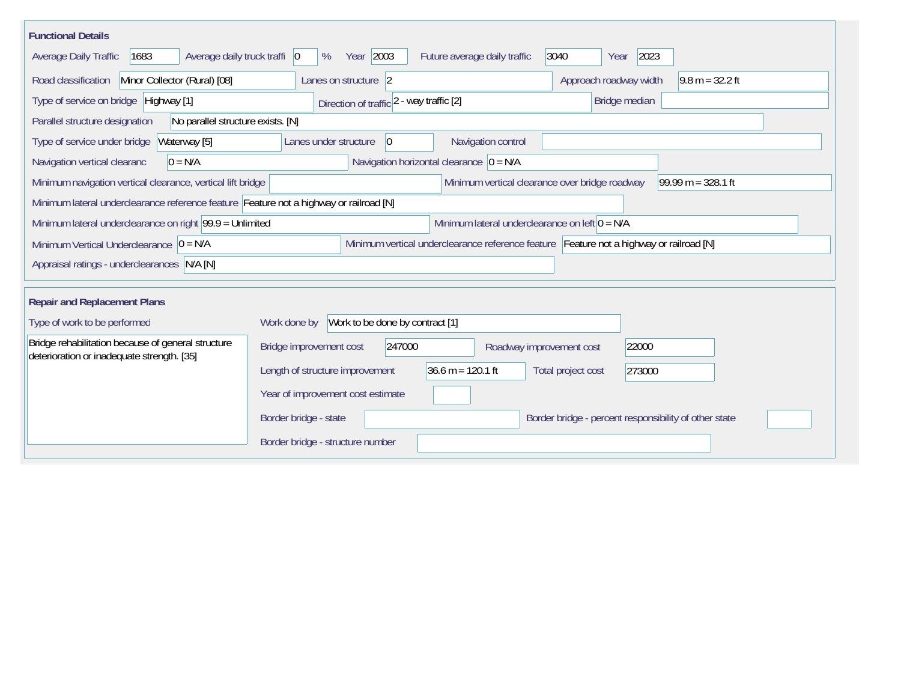## Functional Details

Average Daily Traffic: 1683

Average daily truck traffi: 0 %

Year: 2003

Future average daily traffic: 3040

Year: 2023

Road classification: Minor Collector (Rural) [08]

Lanes on structure: 2

Approach roadway width: 9.8 m = 32.2 ft

Type of service on bridge: Highway [1]

Direction of traffic: 2 - way traffic [2]

Bridge median:

Parallel structure designation: No parallel structure exists. [N]

Type of service under bridge: Waterway [5]

Lanes under structure: 0

Navigation control:

Navigation vertical clearanc: 0 = N/A

Navigation horizontal clearance: 0 = N/A

Minimum navigation vertical clearance, vertical lift bridge:

Minimum vertical clearance over bridge roadway: 99.99 m = 328.1 ft

Minimum lateral underclearance reference feature: Feature not a highway or railroad [N]

Minimum lateral underclearance on right: 99.9 = Unlimited

Minimum lateral underclearance on left: 0 = N/A

Minimum Vertical Underclearance: 0 = N/A

Minimum vertical underclearance reference feature: Feature not a highway or railroad [N]

Appraisal ratings - underclearances: N/A [N]

## Repair and Replacement Plans

Type of work to be performed:

Bridge rehabilitation because of general structure deterioration or inadequate strength. [35]

Work done by: Work to be done by contract [1]

Bridge improvement cost: 247000

Roadway improvement cost: 22000

Length of structure improvement: 36.6 m = 120.1 ft

Total project cost: 273000

Year of improvement cost estimate:

Border bridge - state:

Border bridge - percent responsibility of other state:

Border bridge - structure number: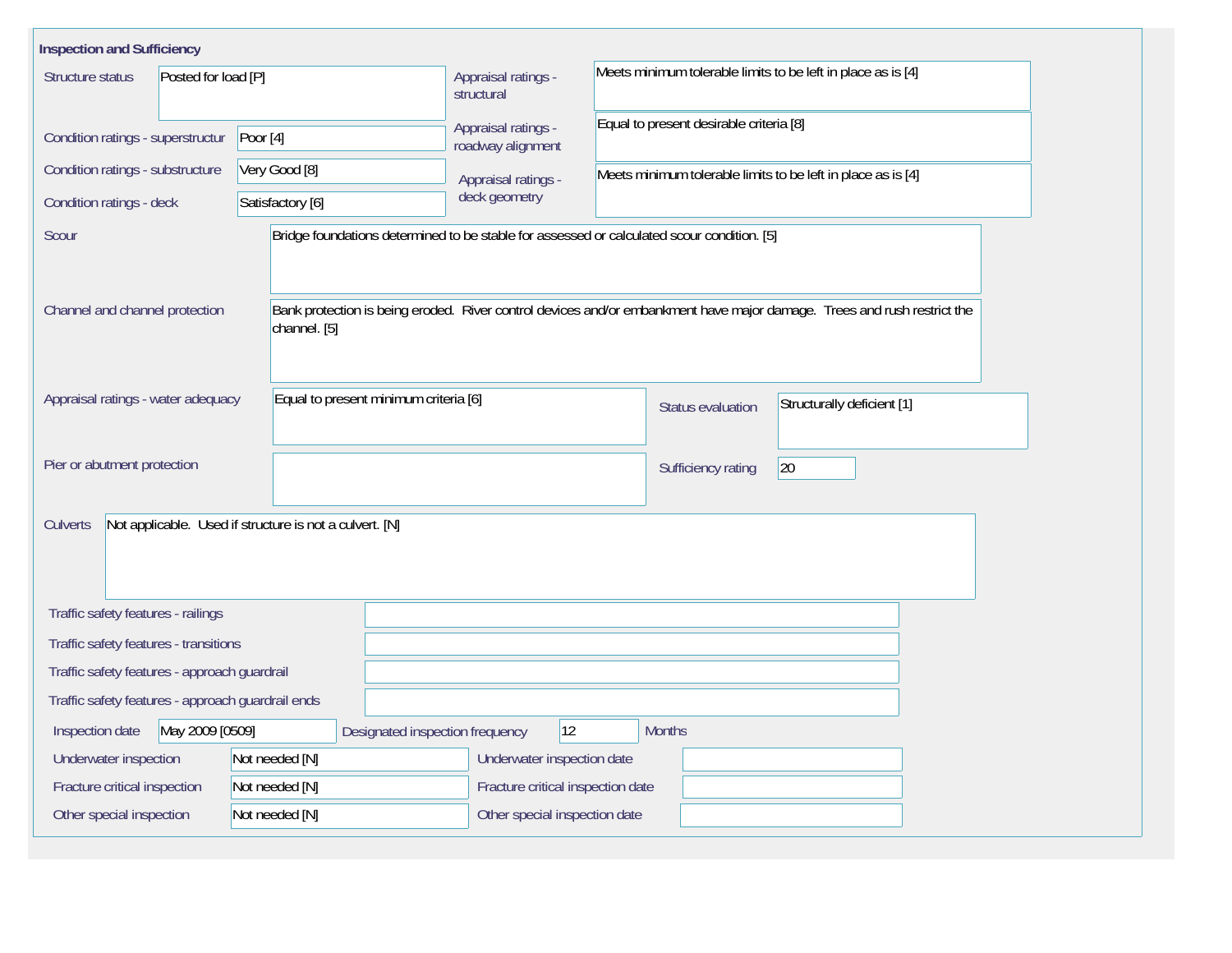## Inspection and Sufficiency

| | |
|---|---|
| Structure status | Posted for load [P] |
| Appraisal ratings - structural | Meets minimum tolerable limits to be left in place as is [4] |
| Condition ratings - superstructur | Poor [4] |
| Appraisal ratings - roadway alignment | Equal to present desirable criteria [8] |
| Condition ratings - substructure | Very Good [8] |
| Condition ratings - deck | Satisfactory [6] |
| Appraisal ratings - deck geometry | Meets minimum tolerable limits to be left in place as is [4] |
| Scour | Bridge foundations determined to be stable for assessed or calculated scour condition. [5] |
| Channel and channel protection | Bank protection is being eroded. River control devices and/or embankment have major damage. Trees and rush restrict the channel. [5] |
| Appraisal ratings - water adequacy | Equal to present minimum criteria [6] |
| Status evaluation | Structurally deficient [1] |
| Pier or abutment protection | |
| Sufficiency rating | 20 |
| Culverts | Not applicable. Used if structure is not a culvert. [N] |
| Traffic safety features - railings | |
| Traffic safety features - transitions | |
| Traffic safety features - approach guardrail | |
| Traffic safety features - approach guardrail ends | |
| Inspection date | May 2009 [0509] |
| Designated inspection frequency | 12 Months |
| Underwater inspection | Not needed [N] |
| Underwater inspection date | |
| Fracture critical inspection | Not needed [N] |
| Fracture critical inspection date | |
| Other special inspection | Not needed [N] |
| Other special inspection date | |